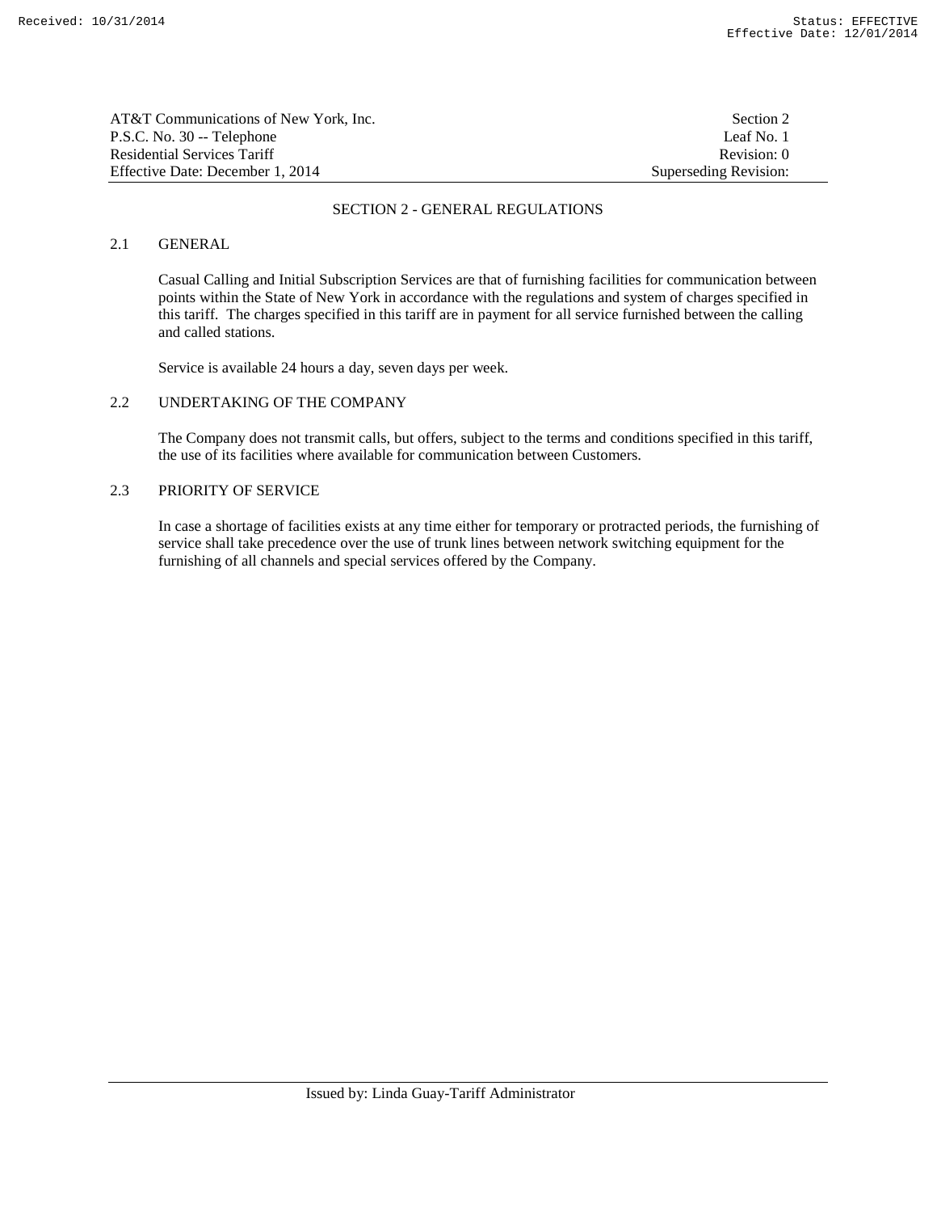# SECTION 2 - GENERAL REGULATIONS

## 2.1 GENERAL

Casual Calling and Initial Subscription Services are that of furnishing facilities for communication between points within the State of New York in accordance with the regulations and system of charges specified in this tariff. The charges specified in this tariff are in payment for all service furnished between the calling and called stations.

Service is available 24 hours a day, seven days per week.

## 2.2 UNDERTAKING OF THE COMPANY

The Company does not transmit calls, but offers, subject to the terms and conditions specified in this tariff, the use of its facilities where available for communication between Customers.

## 2.3 PRIORITY OF SERVICE

In case a shortage of facilities exists at any time either for temporary or protracted periods, the furnishing of service shall take precedence over the use of trunk lines between network switching equipment for the furnishing of all channels and special services offered by the Company.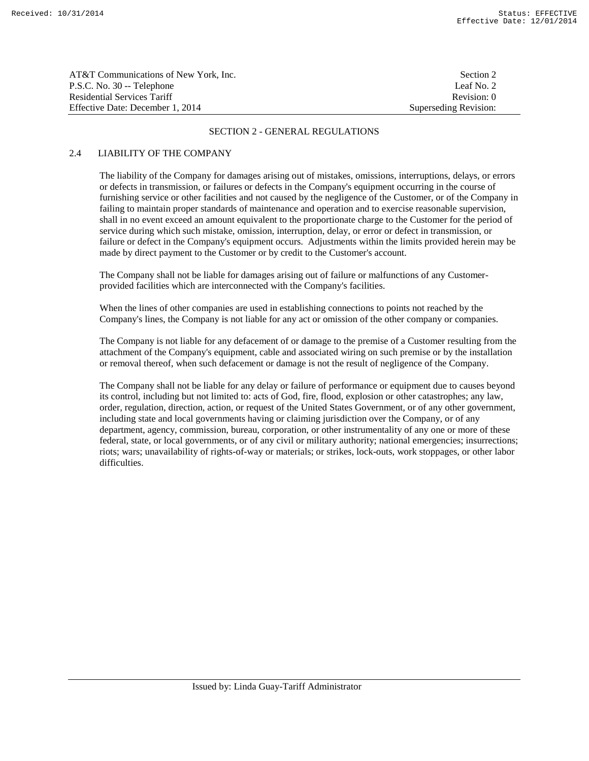## SECTION 2 - GENERAL REGULATIONS

### 2.4 LIABILITY OF THE COMPANY

The liability of the Company for damages arising out of mistakes, omissions, interruptions, delays, or errors or defects in transmission, or failures or defects in the Company's equipment occurring in the course of furnishing service or other facilities and not caused by the negligence of the Customer, or of the Company in failing to maintain proper standards of maintenance and operation and to exercise reasonable supervision, shall in no event exceed an amount equivalent to the proportionate charge to the Customer for the period of service during which such mistake, omission, interruption, delay, or error or defect in transmission, or failure or defect in the Company's equipment occurs. Adjustments within the limits provided herein may be made by direct payment to the Customer or by credit to the Customer's account.

The Company shall not be liable for damages arising out of failure or malfunctions of any Customer-provided facilities which are interconnected with the Company's facilities.

When the lines of other companies are used in establishing connections to points not reached by the Company's lines, the Company is not liable for any act or omission of the other company or companies.

The Company is not liable for any defacement of or damage to the premise of a Customer resulting from the attachment of the Company's equipment, cable and associated wiring on such premise or by the installation or removal thereof, when such defacement or damage is not the result of negligence of the Company.

The Company shall not be liable for any delay or failure of performance or equipment due to causes beyond its control, including but not limited to: acts of God, fire, flood, explosion or other catastrophes; any law, order, regulation, direction, action, or request of the United States Government, or of any other government, including state and local governments having or claiming jurisdiction over the Company, or of any department, agency, commission, bureau, corporation, or other instrumentality of any one or more of these federal, state, or local governments, or of any civil or military authority; national emergencies; insurrections; riots; wars; unavailability of rights-of-way or materials; or strikes, lock-outs, work stoppages, or other labor difficulties.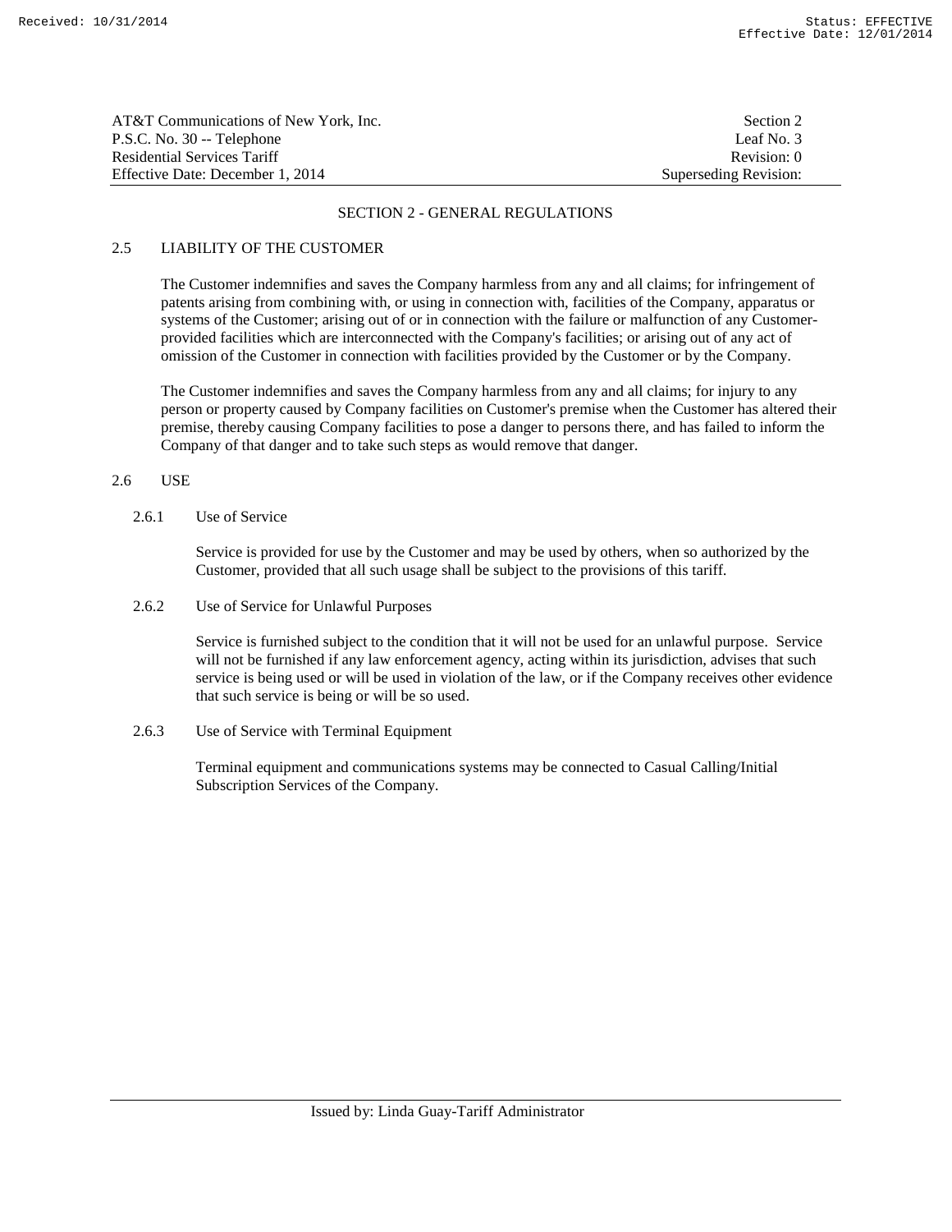## SECTION 2 - GENERAL REGULATIONS

### 2.5 LIABILITY OF THE CUSTOMER

The Customer indemnifies and saves the Company harmless from any and all claims; for infringement of patents arising from combining with, or using in connection with, facilities of the Company, apparatus or systems of the Customer; arising out of or in connection with the failure or malfunction of any Customer-provided facilities which are interconnected with the Company's facilities; or arising out of any act of omission of the Customer in connection with facilities provided by the Customer or by the Company.

The Customer indemnifies and saves the Company harmless from any and all claims; for injury to any person or property caused by Company facilities on Customer's premise when the Customer has altered their premise, thereby causing Company facilities to pose a danger to persons there, and has failed to inform the Company of that danger and to take such steps as would remove that danger.

### 2.6 USE

#### 2.6.1 Use of Service

Service is provided for use by the Customer and may be used by others, when so authorized by the Customer, provided that all such usage shall be subject to the provisions of this tariff.

#### 2.6.2 Use of Service for Unlawful Purposes

Service is furnished subject to the condition that it will not be used for an unlawful purpose. Service will not be furnished if any law enforcement agency, acting within its jurisdiction, advises that such service is being used or will be used in violation of the law, or if the Company receives other evidence that such service is being or will be so used.

#### 2.6.3 Use of Service with Terminal Equipment

Terminal equipment and communications systems may be connected to Casual Calling/Initial Subscription Services of the Company.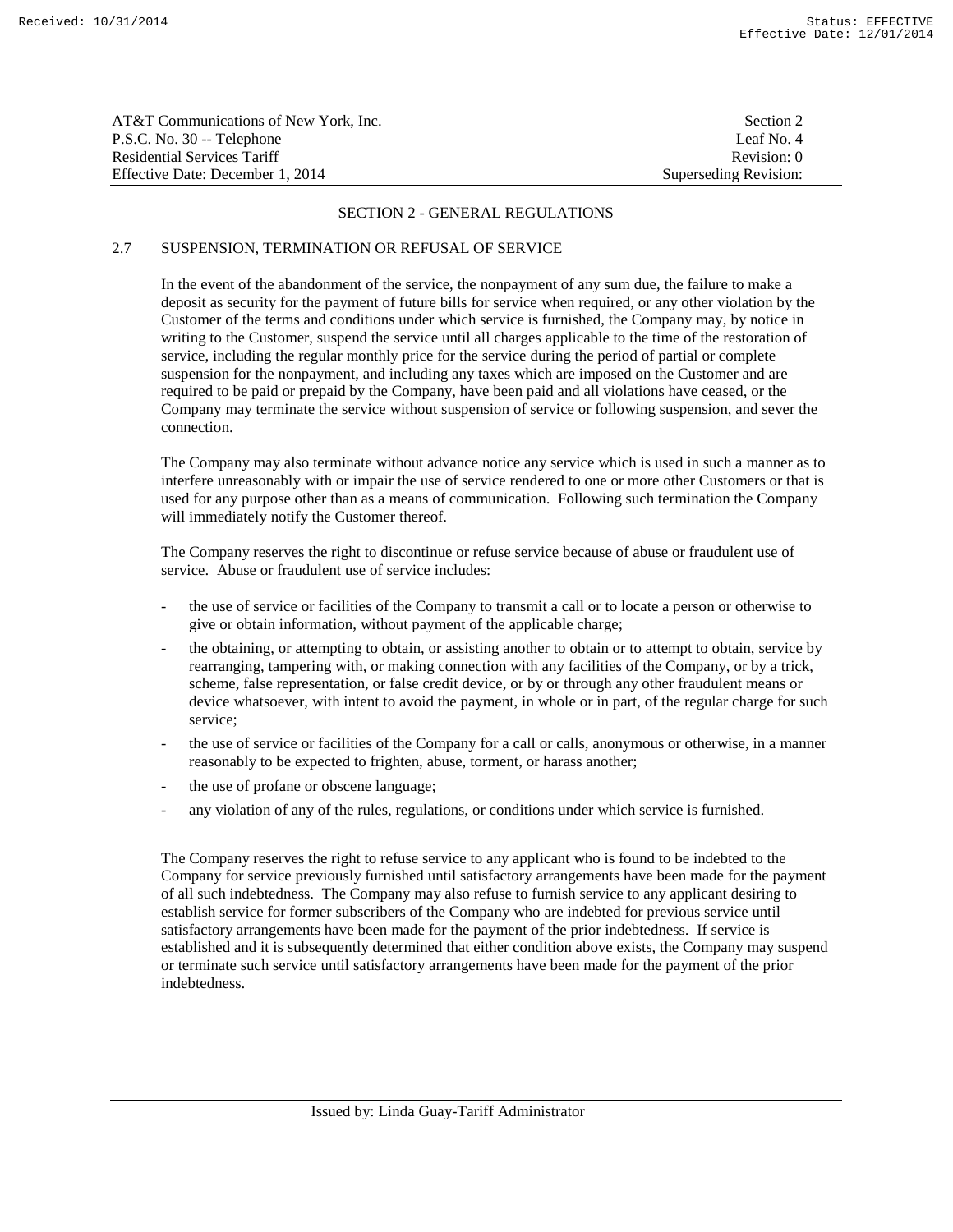## SECTION 2 - GENERAL REGULATIONS

### 2.7 SUSPENSION, TERMINATION OR REFUSAL OF SERVICE

In the event of the abandonment of the service, the nonpayment of any sum due, the failure to make a deposit as security for the payment of future bills for service when required, or any other violation by the Customer of the terms and conditions under which service is furnished, the Company may, by notice in writing to the Customer, suspend the service until all charges applicable to the time of the restoration of service, including the regular monthly price for the service during the period of partial or complete suspension for the nonpayment, and including any taxes which are imposed on the Customer and are required to be paid or prepaid by the Company, have been paid and all violations have ceased, or the Company may terminate the service without suspension of service or following suspension, and sever the connection.

The Company may also terminate without advance notice any service which is used in such a manner as to interfere unreasonably with or impair the use of service rendered to one or more other Customers or that is used for any purpose other than as a means of communication. Following such termination the Company will immediately notify the Customer thereof.

The Company reserves the right to discontinue or refuse service because of abuse or fraudulent use of service. Abuse or fraudulent use of service includes:

- the use of service or facilities of the Company to transmit a call or to locate a person or otherwise to give or obtain information, without payment of the applicable charge;
- the obtaining, or attempting to obtain, or assisting another to obtain or to attempt to obtain, service by rearranging, tampering with, or making connection with any facilities of the Company, or by a trick, scheme, false representation, or false credit device, or by or through any other fraudulent means or device whatsoever, with intent to avoid the payment, in whole or in part, of the regular charge for such service;
- the use of service or facilities of the Company for a call or calls, anonymous or otherwise, in a manner reasonably to be expected to frighten, abuse, torment, or harass another;
- the use of profane or obscene language;
- any violation of any of the rules, regulations, or conditions under which service is furnished.

The Company reserves the right to refuse service to any applicant who is found to be indebted to the Company for service previously furnished until satisfactory arrangements have been made for the payment of all such indebtedness. The Company may also refuse to furnish service to any applicant desiring to establish service for former subscribers of the Company who are indebted for previous service until satisfactory arrangements have been made for the payment of the prior indebtedness. If service is established and it is subsequently determined that either condition above exists, the Company may suspend or terminate such service until satisfactory arrangements have been made for the payment of the prior indebtedness.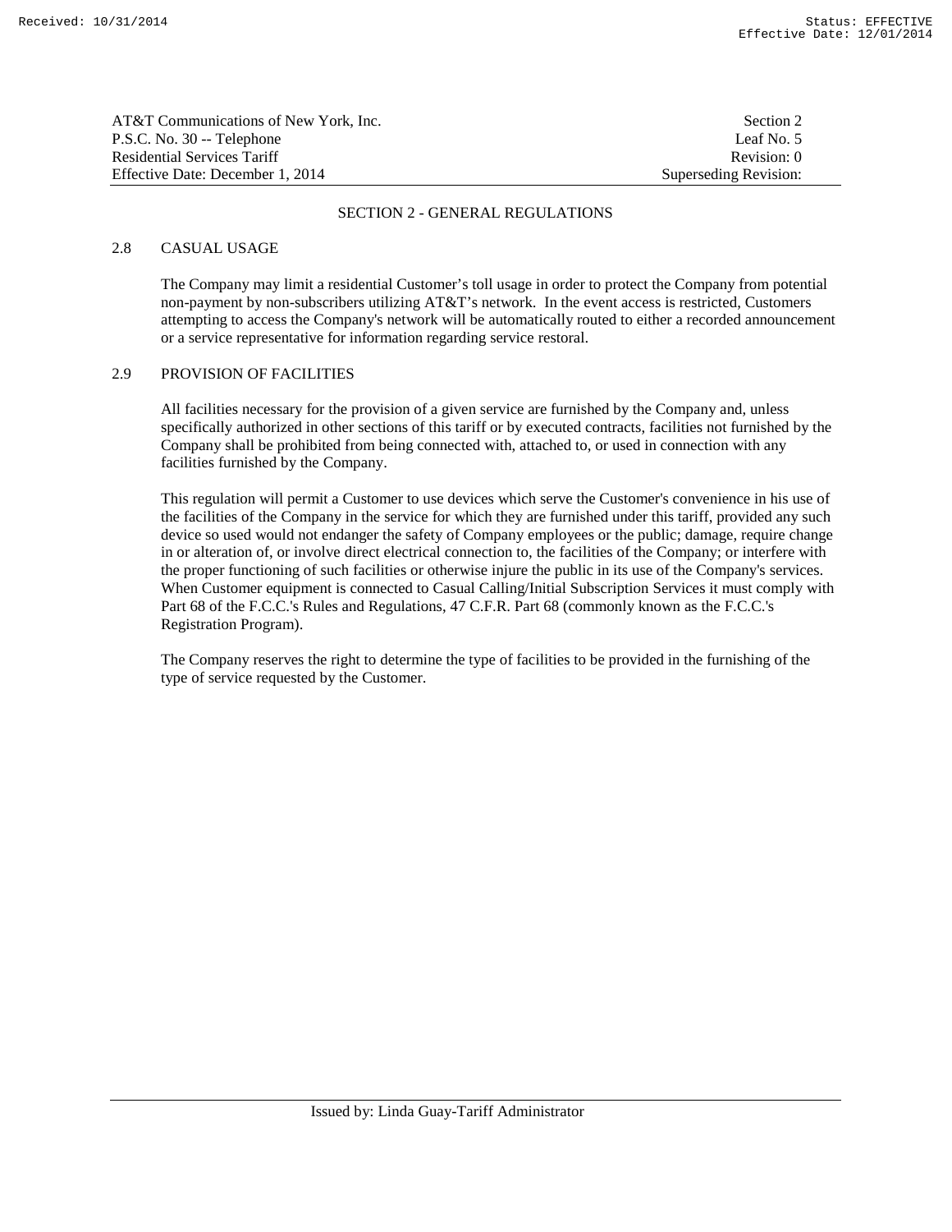## SECTION 2 - GENERAL REGULATIONS

### 2.8 CASUAL USAGE

The Company may limit a residential Customer's toll usage in order to protect the Company from potential non-payment by non-subscribers utilizing AT&T's network. In the event access is restricted, Customers attempting to access the Company's network will be automatically routed to either a recorded announcement or a service representative for information regarding service restoral.

### 2.9 PROVISION OF FACILITIES

All facilities necessary for the provision of a given service are furnished by the Company and, unless specifically authorized in other sections of this tariff or by executed contracts, facilities not furnished by the Company shall be prohibited from being connected with, attached to, or used in connection with any facilities furnished by the Company.

This regulation will permit a Customer to use devices which serve the Customer's convenience in his use of the facilities of the Company in the service for which they are furnished under this tariff, provided any such device so used would not endanger the safety of Company employees or the public; damage, require change in or alteration of, or involve direct electrical connection to, the facilities of the Company; or interfere with the proper functioning of such facilities or otherwise injure the public in its use of the Company's services. When Customer equipment is connected to Casual Calling/Initial Subscription Services it must comply with Part 68 of the F.C.C.'s Rules and Regulations, 47 C.F.R. Part 68 (commonly known as the F.C.C.'s Registration Program).

The Company reserves the right to determine the type of facilities to be provided in the furnishing of the type of service requested by the Customer.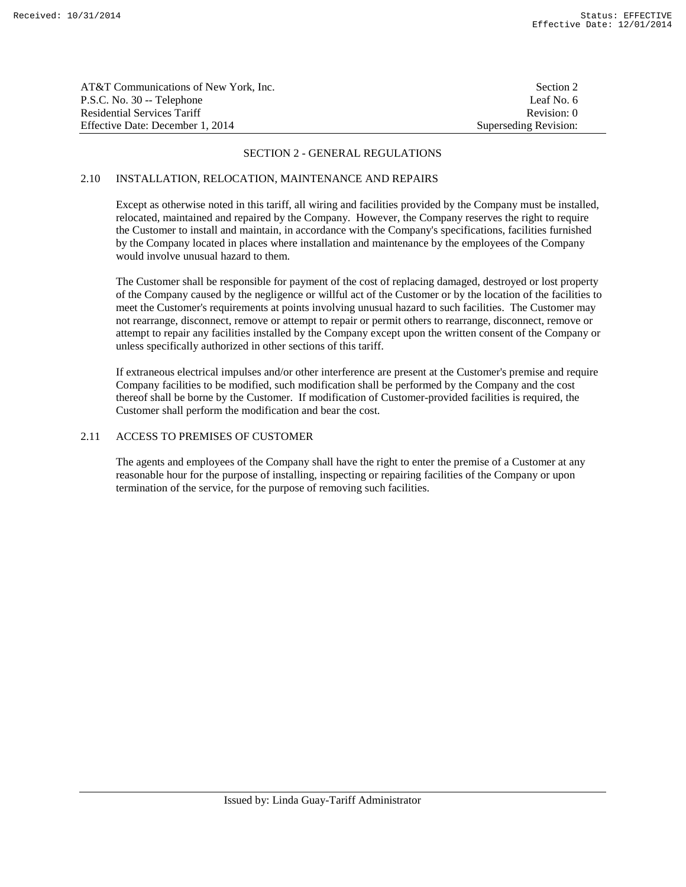## SECTION 2 - GENERAL REGULATIONS

### 2.10 INSTALLATION, RELOCATION, MAINTENANCE AND REPAIRS

Except as otherwise noted in this tariff, all wiring and facilities provided by the Company must be installed, relocated, maintained and repaired by the Company. However, the Company reserves the right to require the Customer to install and maintain, in accordance with the Company's specifications, facilities furnished by the Company located in places where installation and maintenance by the employees of the Company would involve unusual hazard to them.

The Customer shall be responsible for payment of the cost of replacing damaged, destroyed or lost property of the Company caused by the negligence or willful act of the Customer or by the location of the facilities to meet the Customer's requirements at points involving unusual hazard to such facilities. The Customer may not rearrange, disconnect, remove or attempt to repair or permit others to rearrange, disconnect, remove or attempt to repair any facilities installed by the Company except upon the written consent of the Company or unless specifically authorized in other sections of this tariff.

If extraneous electrical impulses and/or other interference are present at the Customer's premise and require Company facilities to be modified, such modification shall be performed by the Company and the cost thereof shall be borne by the Customer. If modification of Customer-provided facilities is required, the Customer shall perform the modification and bear the cost.

### 2.11 ACCESS TO PREMISES OF CUSTOMER

The agents and employees of the Company shall have the right to enter the premise of a Customer at any reasonable hour for the purpose of installing, inspecting or repairing facilities of the Company or upon termination of the service, for the purpose of removing such facilities.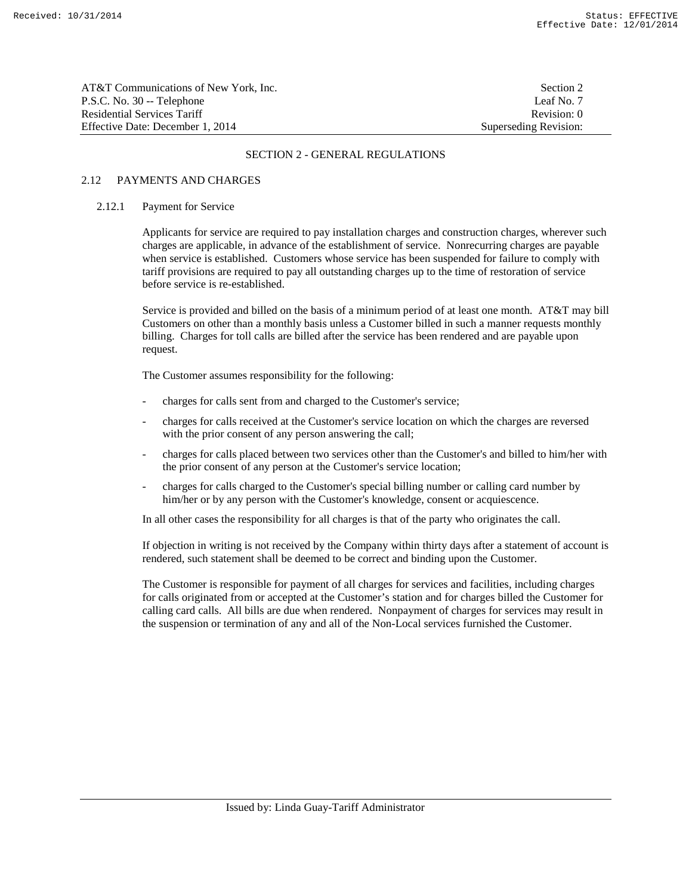## SECTION 2 - GENERAL REGULATIONS

### 2.12 PAYMENTS AND CHARGES

#### 2.12.1 Payment for Service

Applicants for service are required to pay installation charges and construction charges, wherever such charges are applicable, in advance of the establishment of service. Nonrecurring charges are payable when service is established. Customers whose service has been suspended for failure to comply with tariff provisions are required to pay all outstanding charges up to the time of restoration of service before service is re-established.

Service is provided and billed on the basis of a minimum period of at least one month. AT&T may bill Customers on other than a monthly basis unless a Customer billed in such a manner requests monthly billing. Charges for toll calls are billed after the service has been rendered and are payable upon request.

The Customer assumes responsibility for the following:

- charges for calls sent from and charged to the Customer's service;
- charges for calls received at the Customer's service location on which the charges are reversed with the prior consent of any person answering the call;
- charges for calls placed between two services other than the Customer's and billed to him/her with the prior consent of any person at the Customer's service location;
- charges for calls charged to the Customer's special billing number or calling card number by him/her or by any person with the Customer's knowledge, consent or acquiescence.

In all other cases the responsibility for all charges is that of the party who originates the call.

If objection in writing is not received by the Company within thirty days after a statement of account is rendered, such statement shall be deemed to be correct and binding upon the Customer.

The Customer is responsible for payment of all charges for services and facilities, including charges for calls originated from or accepted at the Customer's station and for charges billed the Customer for calling card calls. All bills are due when rendered. Nonpayment of charges for services may result in the suspension or termination of any and all of the Non-Local services furnished the Customer.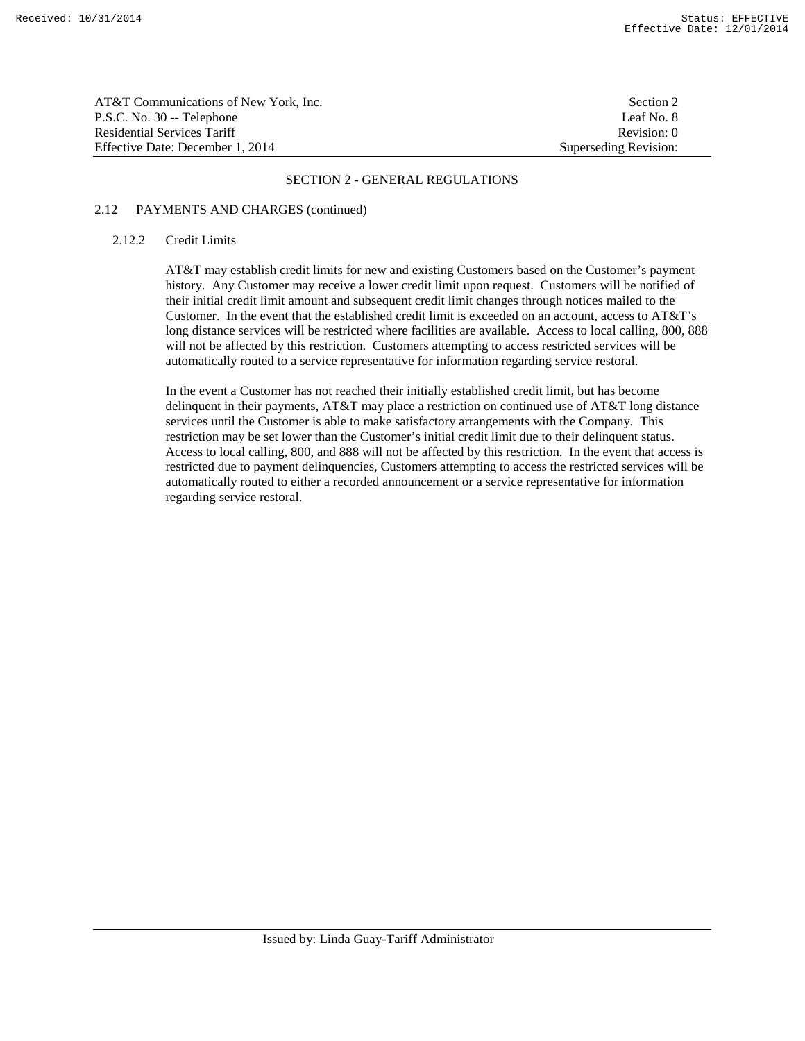## SECTION 2 - GENERAL REGULATIONS

### 2.12 PAYMENTS AND CHARGES (continued)

#### 2.12.2 Credit Limits

AT&T may establish credit limits for new and existing Customers based on the Customer's payment history. Any Customer may receive a lower credit limit upon request. Customers will be notified of their initial credit limit amount and subsequent credit limit changes through notices mailed to the Customer. In the event that the established credit limit is exceeded on an account, access to AT&T's long distance services will be restricted where facilities are available. Access to local calling, 800, 888 will not be affected by this restriction. Customers attempting to access restricted services will be automatically routed to a service representative for information regarding service restoral.

In the event a Customer has not reached their initially established credit limit, but has become delinquent in their payments, AT&T may place a restriction on continued use of AT&T long distance services until the Customer is able to make satisfactory arrangements with the Company. This restriction may be set lower than the Customer's initial credit limit due to their delinquent status. Access to local calling, 800, and 888 will not be affected by this restriction. In the event that access is restricted due to payment delinquencies, Customers attempting to access the restricted services will be automatically routed to either a recorded announcement or a service representative for information regarding service restoral.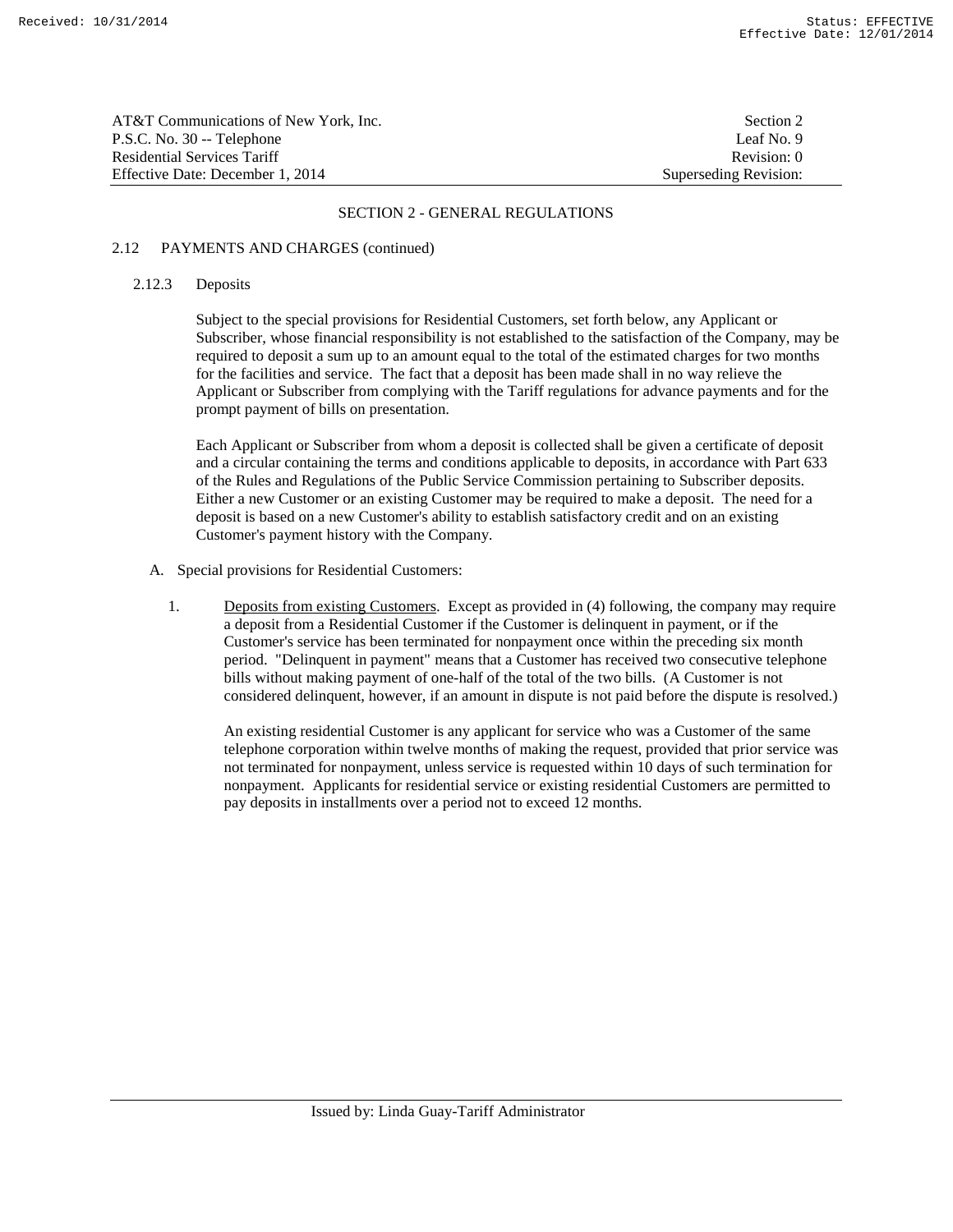## SECTION 2 - GENERAL REGULATIONS

### 2.12 PAYMENTS AND CHARGES (continued)

#### 2.12.3 Deposits

Subject to the special provisions for Residential Customers, set forth below, any Applicant or Subscriber, whose financial responsibility is not established to the satisfaction of the Company, may be required to deposit a sum up to an amount equal to the total of the estimated charges for two months for the facilities and service. The fact that a deposit has been made shall in no way relieve the Applicant or Subscriber from complying with the Tariff regulations for advance payments and for the prompt payment of bills on presentation.

Each Applicant or Subscriber from whom a deposit is collected shall be given a certificate of deposit and a circular containing the terms and conditions applicable to deposits, in accordance with Part 633 of the Rules and Regulations of the Public Service Commission pertaining to Subscriber deposits. Either a new Customer or an existing Customer may be required to make a deposit. The need for a deposit is based on a new Customer's ability to establish satisfactory credit and on an existing Customer's payment history with the Company.

A. Special provisions for Residential Customers:

1. Deposits from existing Customers. Except as provided in (4) following, the company may require a deposit from a Residential Customer if the Customer is delinquent in payment, or if the Customer's service has been terminated for nonpayment once within the preceding six month period. "Delinquent in payment" means that a Customer has received two consecutive telephone bills without making payment of one-half of the total of the two bills. (A Customer is not considered delinquent, however, if an amount in dispute is not paid before the dispute is resolved.)

   An existing residential Customer is any applicant for service who was a Customer of the same telephone corporation within twelve months of making the request, provided that prior service was not terminated for nonpayment, unless service is requested within 10 days of such termination for nonpayment. Applicants for residential service or existing residential Customers are permitted to pay deposits in installments over a period not to exceed 12 months.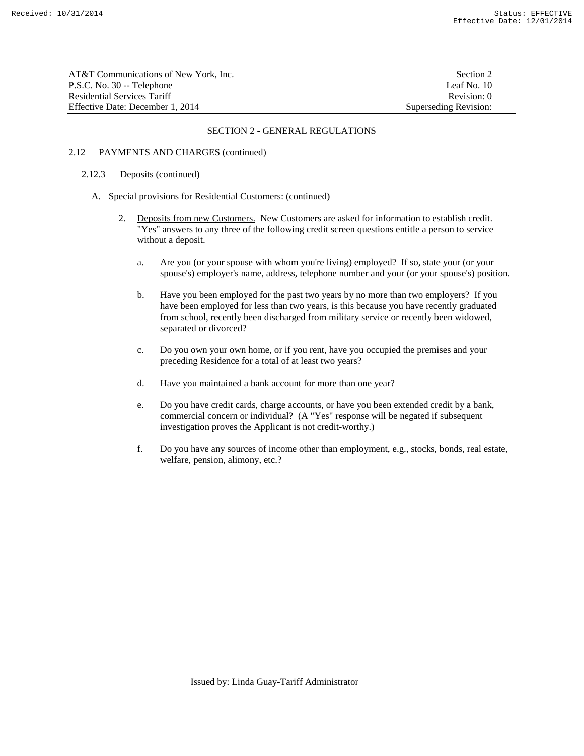## SECTION 2 - GENERAL REGULATIONS

### 2.12 PAYMENTS AND CHARGES (continued)

#### 2.12.3 Deposits (continued)

A. Special provisions for Residential Customers: (continued)

2. Deposits from new Customers. New Customers are asked for information to establish credit. "Yes" answers to any three of the following credit screen questions entitle a person to service without a deposit.

   a. Are you (or your spouse with whom you're living) employed? If so, state your (or your spouse's) employer's name, address, telephone number and your (or your spouse's) position.

   b. Have you been employed for the past two years by no more than two employers? If you have been employed for less than two years, is this because you have recently graduated from school, recently been discharged from military service or recently been widowed, separated or divorced?

   c. Do you own your own home, or if you rent, have you occupied the premises and your preceding Residence for a total of at least two years?

   d. Have you maintained a bank account for more than one year?

   e. Do you have credit cards, charge accounts, or have you been extended credit by a bank, commercial concern or individual? (A "Yes" response will be negated if subsequent investigation proves the Applicant is not credit-worthy.)

   f. Do you have any sources of income other than employment, e.g., stocks, bonds, real estate, welfare, pension, alimony, etc.?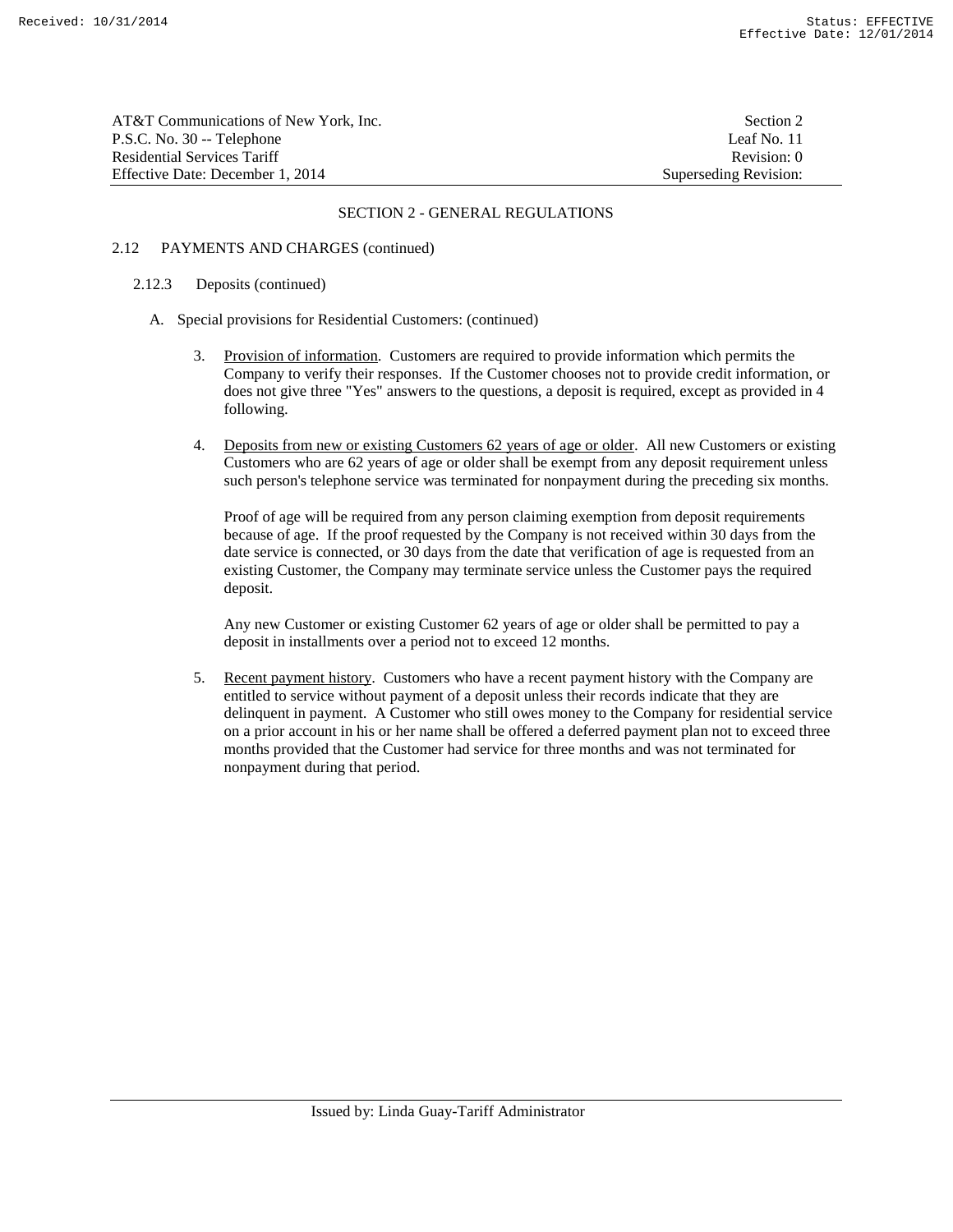## SECTION 2 - GENERAL REGULATIONS

### 2.12 PAYMENTS AND CHARGES (continued)

#### 2.12.3 Deposits (continued)

A. Special provisions for Residential Customers: (continued)

3. Provision of information. Customers are required to provide information which permits the Company to verify their responses. If the Customer chooses not to provide credit information, or does not give three "Yes" answers to the questions, a deposit is required, except as provided in 4 following.

4. Deposits from new or existing Customers 62 years of age or older. All new Customers or existing Customers who are 62 years of age or older shall be exempt from any deposit requirement unless such person's telephone service was terminated for nonpayment during the preceding six months.

   Proof of age will be required from any person claiming exemption from deposit requirements because of age. If the proof requested by the Company is not received within 30 days from the date service is connected, or 30 days from the date that verification of age is requested from an existing Customer, the Company may terminate service unless the Customer pays the required deposit.

   Any new Customer or existing Customer 62 years of age or older shall be permitted to pay a deposit in installments over a period not to exceed 12 months.

5. Recent payment history. Customers who have a recent payment history with the Company are entitled to service without payment of a deposit unless their records indicate that they are delinquent in payment. A Customer who still owes money to the Company for residential service on a prior account in his or her name shall be offered a deferred payment plan not to exceed three months provided that the Customer had service for three months and was not terminated for nonpayment during that period.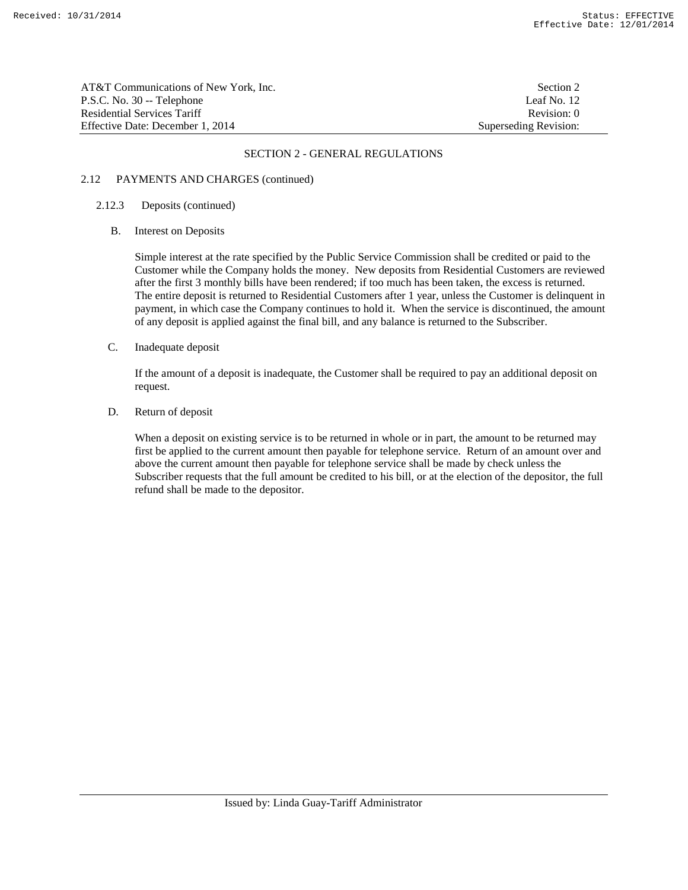## SECTION 2 - GENERAL REGULATIONS

### 2.12 PAYMENTS AND CHARGES (continued)

#### 2.12.3 Deposits (continued)

B. Interest on Deposits

Simple interest at the rate specified by the Public Service Commission shall be credited or paid to the Customer while the Company holds the money. New deposits from Residential Customers are reviewed after the first 3 monthly bills have been rendered; if too much has been taken, the excess is returned. The entire deposit is returned to Residential Customers after 1 year, unless the Customer is delinquent in payment, in which case the Company continues to hold it. When the service is discontinued, the amount of any deposit is applied against the final bill, and any balance is returned to the Subscriber.

C. Inadequate deposit

If the amount of a deposit is inadequate, the Customer shall be required to pay an additional deposit on request.

D. Return of deposit

When a deposit on existing service is to be returned in whole or in part, the amount to be returned may first be applied to the current amount then payable for telephone service. Return of an amount over and above the current amount then payable for telephone service shall be made by check unless the Subscriber requests that the full amount be credited to his bill, or at the election of the depositor, the full refund shall be made to the depositor.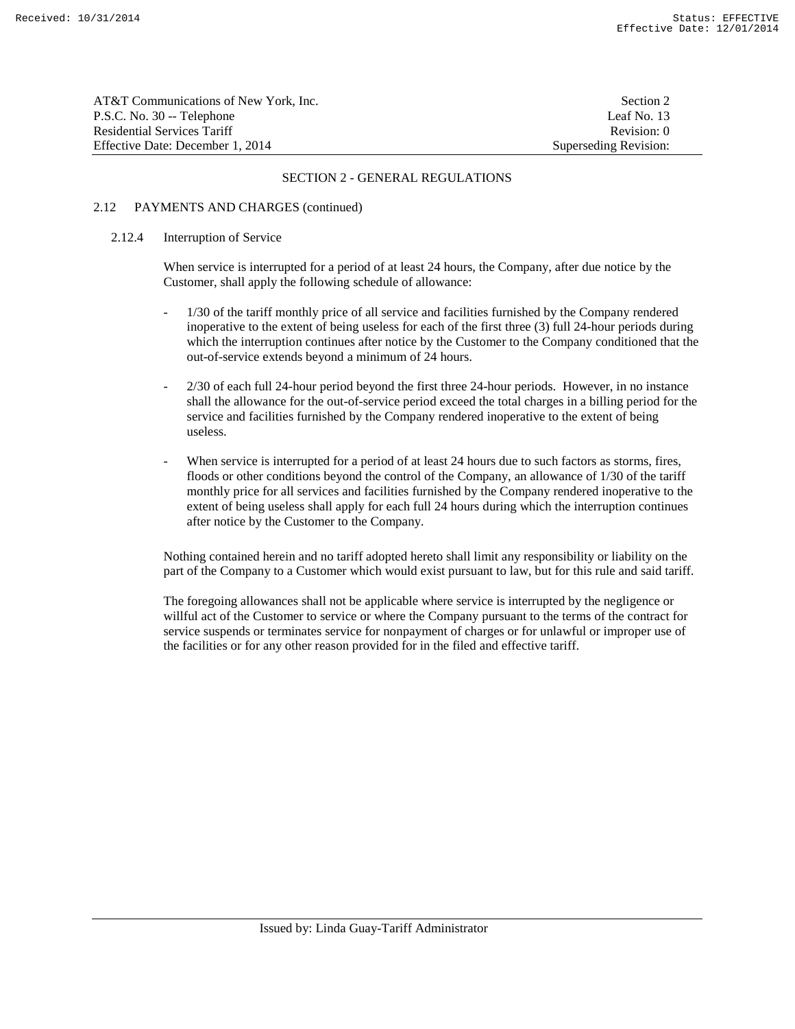## SECTION 2 - GENERAL REGULATIONS

### 2.12 PAYMENTS AND CHARGES (continued)

#### 2.12.4 Interruption of Service

When service is interrupted for a period of at least 24 hours, the Company, after due notice by the Customer, shall apply the following schedule of allowance:

- 1/30 of the tariff monthly price of all service and facilities furnished by the Company rendered inoperative to the extent of being useless for each of the first three (3) full 24-hour periods during which the interruption continues after notice by the Customer to the Company conditioned that the out-of-service extends beyond a minimum of 24 hours.

- 2/30 of each full 24-hour period beyond the first three 24-hour periods. However, in no instance shall the allowance for the out-of-service period exceed the total charges in a billing period for the service and facilities furnished by the Company rendered inoperative to the extent of being useless.

- When service is interrupted for a period of at least 24 hours due to such factors as storms, fires, floods or other conditions beyond the control of the Company, an allowance of 1/30 of the tariff monthly price for all services and facilities furnished by the Company rendered inoperative to the extent of being useless shall apply for each full 24 hours during which the interruption continues after notice by the Customer to the Company.

Nothing contained herein and no tariff adopted hereto shall limit any responsibility or liability on the part of the Company to a Customer which would exist pursuant to law, but for this rule and said tariff.

The foregoing allowances shall not be applicable where service is interrupted by the negligence or willful act of the Customer to service or where the Company pursuant to the terms of the contract for service suspends or terminates service for nonpayment of charges or for unlawful or improper use of the facilities or for any other reason provided for in the filed and effective tariff.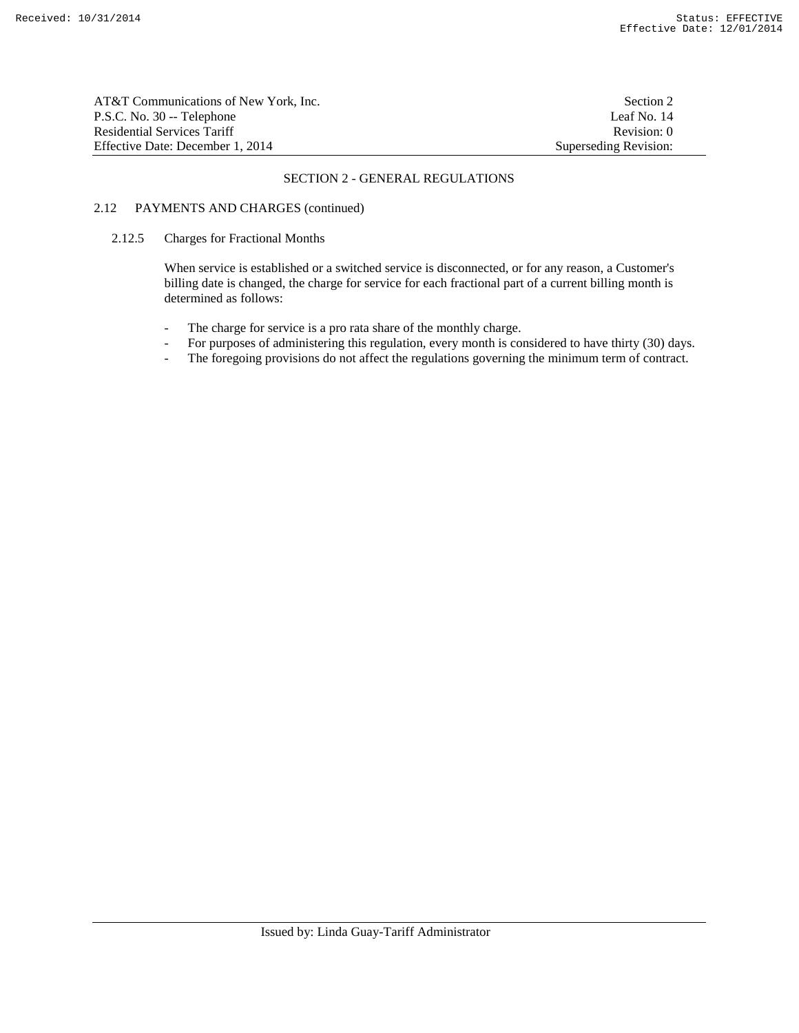## SECTION 2 - GENERAL REGULATIONS

### 2.12 PAYMENTS AND CHARGES (continued)

#### 2.12.5 Charges for Fractional Months

When service is established or a switched service is disconnected, or for any reason, a Customer's billing date is changed, the charge for service for each fractional part of a current billing month is determined as follows:

- The charge for service is a pro rata share of the monthly charge.
- For purposes of administering this regulation, every month is considered to have thirty (30) days.
- The foregoing provisions do not affect the regulations governing the minimum term of contract.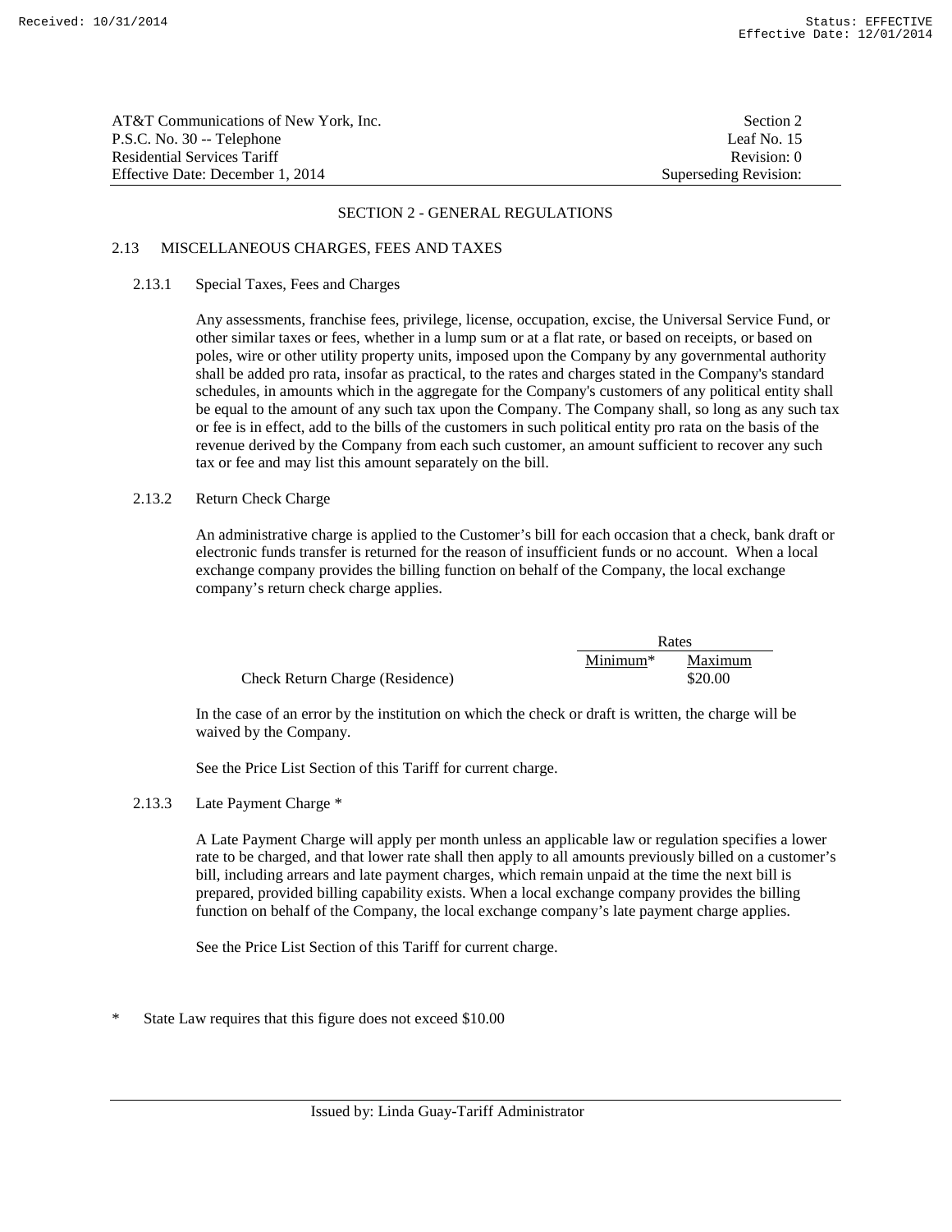## SECTION 2 - GENERAL REGULATIONS

### 2.13 MISCELLANEOUS CHARGES, FEES AND TAXES

#### 2.13.1 Special Taxes, Fees and Charges

Any assessments, franchise fees, privilege, license, occupation, excise, the Universal Service Fund, or other similar taxes or fees, whether in a lump sum or at a flat rate, or based on receipts, or based on poles, wire or other utility property units, imposed upon the Company by any governmental authority shall be added pro rata, insofar as practical, to the rates and charges stated in the Company's standard schedules, in amounts which in the aggregate for the Company's customers of any political entity shall be equal to the amount of any such tax upon the Company. The Company shall, so long as any such tax or fee is in effect, add to the bills of the customers in such political entity pro rata on the basis of the revenue derived by the Company from each such customer, an amount sufficient to recover any such tax or fee and may list this amount separately on the bill.

#### 2.13.2 Return Check Charge

An administrative charge is applied to the Customer's bill for each occasion that a check, bank draft or electronic funds transfer is returned for the reason of insufficient funds or no account. When a local exchange company provides the billing function on behalf of the Company, the local exchange company's return check charge applies.

| | Rates | |
|---|---|---|
| | Minimum* | Maximum |
| Check Return Charge (Residence) | | $20.00 |

In the case of an error by the institution on which the check or draft is written, the charge will be waived by the Company.

See the Price List Section of this Tariff for current charge.

#### 2.13.3 Late Payment Charge *

A Late Payment Charge will apply per month unless an applicable law or regulation specifies a lower rate to be charged, and that lower rate shall then apply to all amounts previously billed on a customer's bill, including arrears and late payment charges, which remain unpaid at the time the next bill is prepared, provided billing capability exists. When a local exchange company provides the billing function on behalf of the Company, the local exchange company's late payment charge applies.

See the Price List Section of this Tariff for current charge.

\* State Law requires that this figure does not exceed $10.00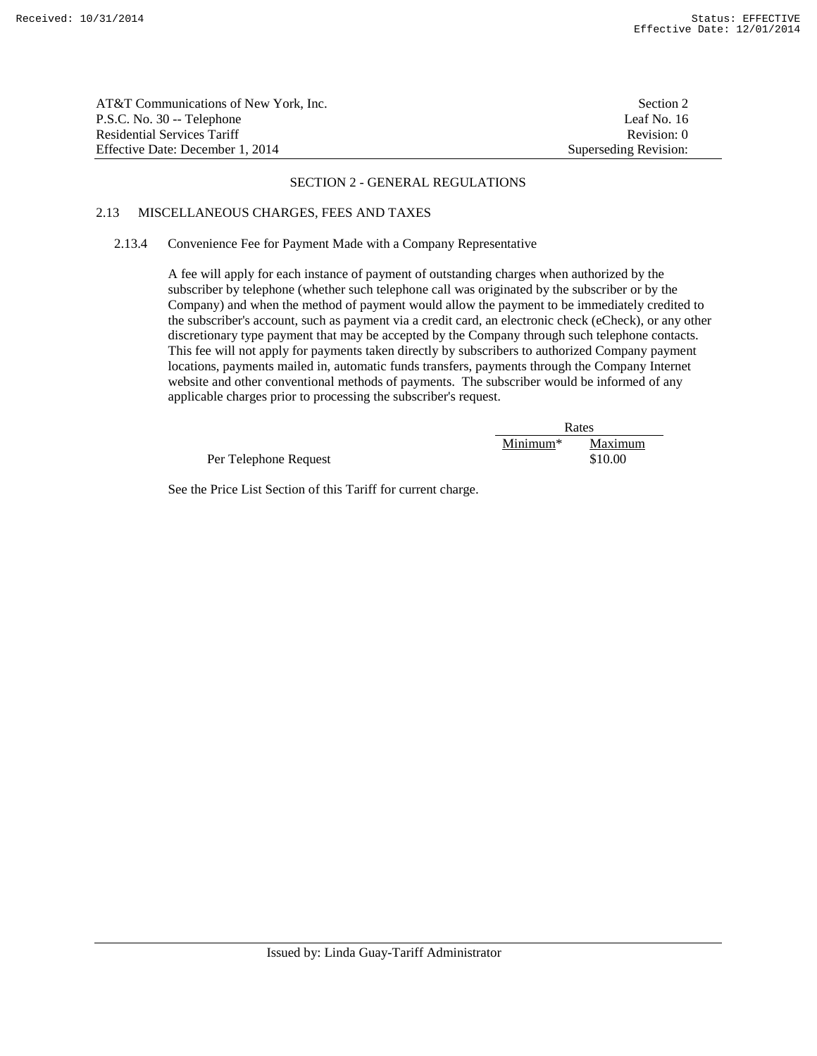## SECTION 2 - GENERAL REGULATIONS

### 2.13 MISCELLANEOUS CHARGES, FEES AND TAXES

#### 2.13.4 Convenience Fee for Payment Made with a Company Representative

A fee will apply for each instance of payment of outstanding charges when authorized by the subscriber by telephone (whether such telephone call was originated by the subscriber or by the Company) and when the method of payment would allow the payment to be immediately credited to the subscriber's account, such as payment via a credit card, an electronic check (eCheck), or any other discretionary type payment that may be accepted by the Company through such telephone contacts. This fee will not apply for payments taken directly by subscribers to authorized Company payment locations, payments mailed in, automatic funds transfers, payments through the Company Internet website and other conventional methods of payments. The subscriber would be informed of any applicable charges prior to processing the subscriber's request.

| | Rates | |
|---|---|---|
| | Minimum* | Maximum |
| Per Telephone Request | | $10.00 |

See the Price List Section of this Tariff for current charge.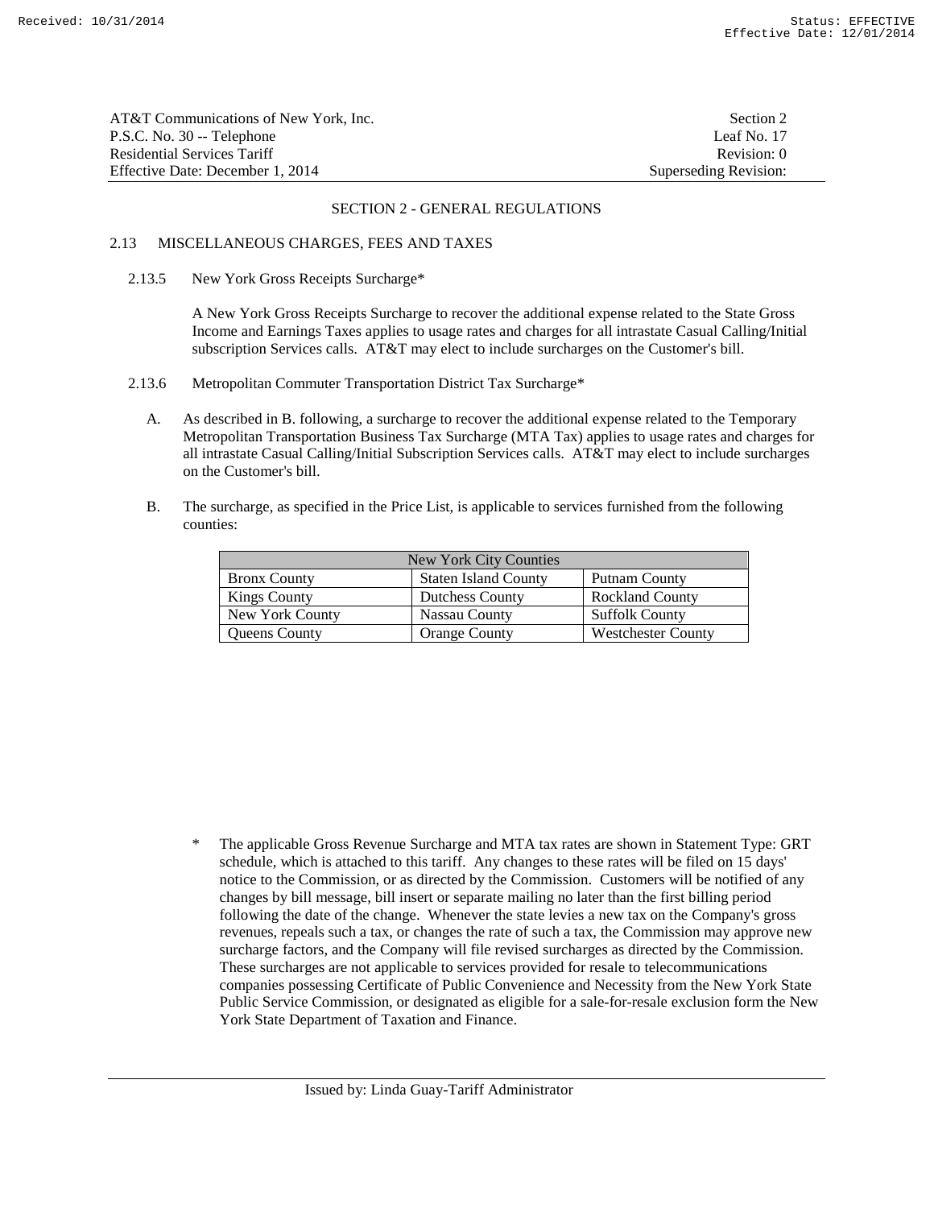## SECTION 2 - GENERAL REGULATIONS

### 2.13 MISCELLANEOUS CHARGES, FEES AND TAXES

#### 2.13.5 New York Gross Receipts Surcharge*

A New York Gross Receipts Surcharge to recover the additional expense related to the State Gross Income and Earnings Taxes applies to usage rates and charges for all intrastate Casual Calling/Initial subscription Services calls. AT&T may elect to include surcharges on the Customer's bill.

#### 2.13.6 Metropolitan Commuter Transportation District Tax Surcharge*

A. As described in B. following, a surcharge to recover the additional expense related to the Temporary Metropolitan Transportation Business Tax Surcharge (MTA Tax) applies to usage rates and charges for all intrastate Casual Calling/Initial Subscription Services calls. AT&T may elect to include surcharges on the Customer's bill.

B. The surcharge, as specified in the Price List, is applicable to services furnished from the following counties:

| New York City Counties | | |
|---|---|---|
| Bronx County | Staten Island County | Putnam County |
| Kings County | Dutchess County | Rockland County |
| New York County | Nassau County | Suffolk County |
| Queens County | Orange County | Westchester County |

\* The applicable Gross Revenue Surcharge and MTA tax rates are shown in Statement Type: GRT schedule, which is attached to this tariff. Any changes to these rates will be filed on 15 days' notice to the Commission, or as directed by the Commission. Customers will be notified of any changes by bill message, bill insert or separate mailing no later than the first billing period following the date of the change. Whenever the state levies a new tax on the Company's gross revenues, repeals such a tax, or changes the rate of such a tax, the Commission may approve new surcharge factors, and the Company will file revised surcharges as directed by the Commission. These surcharges are not applicable to services provided for resale to telecommunications companies possessing Certificate of Public Convenience and Necessity from the New York State Public Service Commission, or designated as eligible for a sale-for-resale exclusion form the New York State Department of Taxation and Finance.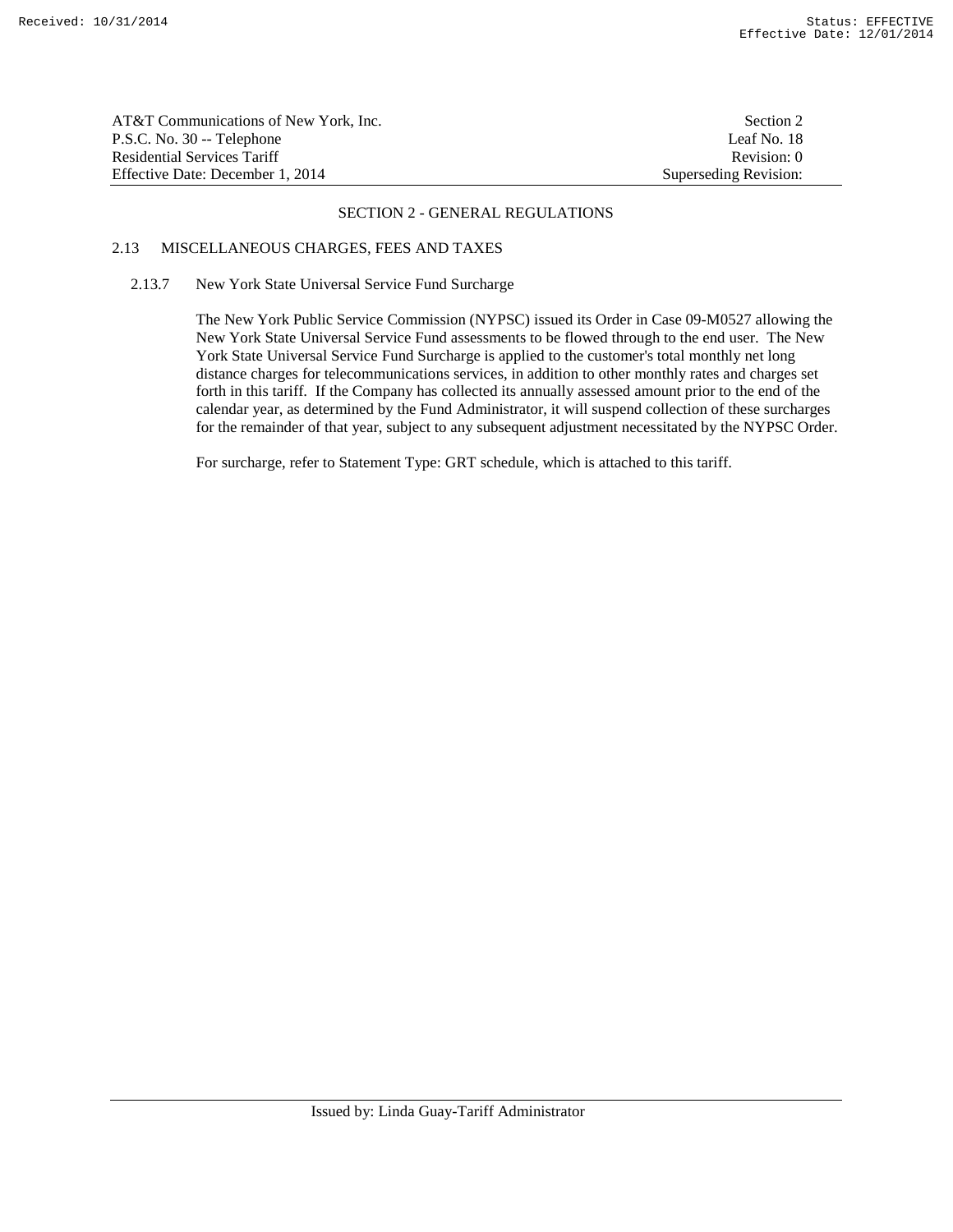## SECTION 2 - GENERAL REGULATIONS

### 2.13 MISCELLANEOUS CHARGES, FEES AND TAXES

#### 2.13.7 New York State Universal Service Fund Surcharge

The New York Public Service Commission (NYPSC) issued its Order in Case 09-M0527 allowing the New York State Universal Service Fund assessments to be flowed through to the end user. The New York State Universal Service Fund Surcharge is applied to the customer's total monthly net long distance charges for telecommunications services, in addition to other monthly rates and charges set forth in this tariff. If the Company has collected its annually assessed amount prior to the end of the calendar year, as determined by the Fund Administrator, it will suspend collection of these surcharges for the remainder of that year, subject to any subsequent adjustment necessitated by the NYPSC Order.

For surcharge, refer to Statement Type: GRT schedule, which is attached to this tariff.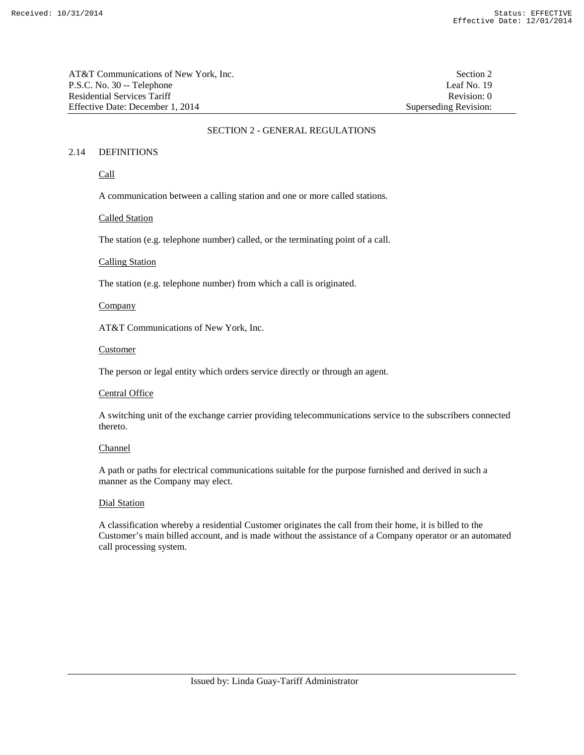## SECTION 2 - GENERAL REGULATIONS

### 2.14 DEFINITIONS

Call

A communication between a calling station and one or more called stations.

Called Station

The station (e.g. telephone number) called, or the terminating point of a call.

Calling Station

The station (e.g. telephone number) from which a call is originated.

Company

AT&T Communications of New York, Inc.

Customer

The person or legal entity which orders service directly or through an agent.

Central Office

A switching unit of the exchange carrier providing telecommunications service to the subscribers connected thereto.

Channel

A path or paths for electrical communications suitable for the purpose furnished and derived in such a manner as the Company may elect.

Dial Station

A classification whereby a residential Customer originates the call from their home, it is billed to the Customer's main billed account, and is made without the assistance of a Company operator or an automated call processing system.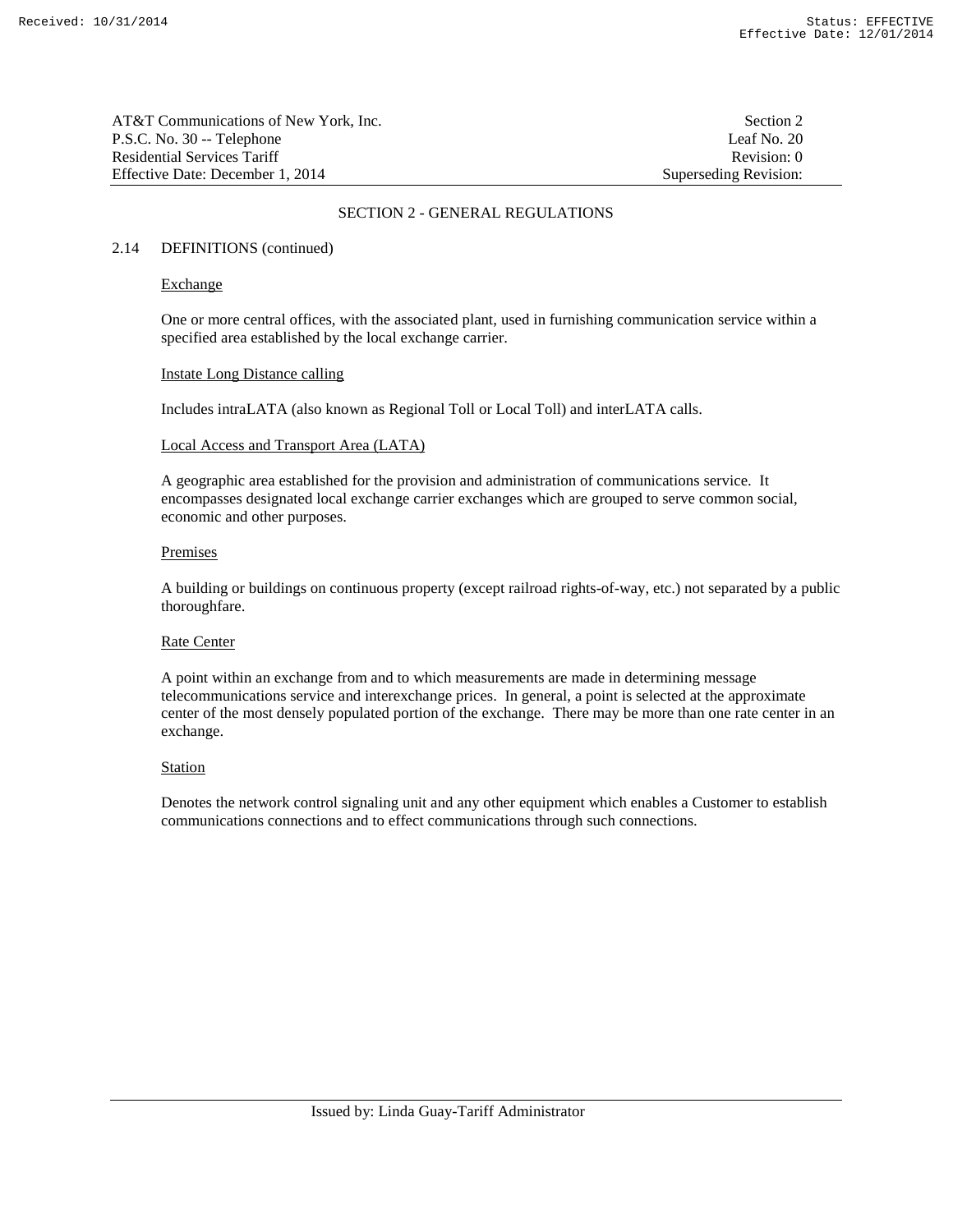## SECTION 2 - GENERAL REGULATIONS

2.14 DEFINITIONS (continued)

Exchange

One or more central offices, with the associated plant, used in furnishing communication service within a specified area established by the local exchange carrier.

Instate Long Distance calling

Includes intraLATA (also known as Regional Toll or Local Toll) and interLATA calls.

Local Access and Transport Area (LATA)

A geographic area established for the provision and administration of communications service. It encompasses designated local exchange carrier exchanges which are grouped to serve common social, economic and other purposes.

Premises

A building or buildings on continuous property (except railroad rights-of-way, etc.) not separated by a public thoroughfare.

Rate Center

A point within an exchange from and to which measurements are made in determining message telecommunications service and interexchange prices. In general, a point is selected at the approximate center of the most densely populated portion of the exchange. There may be more than one rate center in an exchange.

Station

Denotes the network control signaling unit and any other equipment which enables a Customer to establish communications connections and to effect communications through such connections.